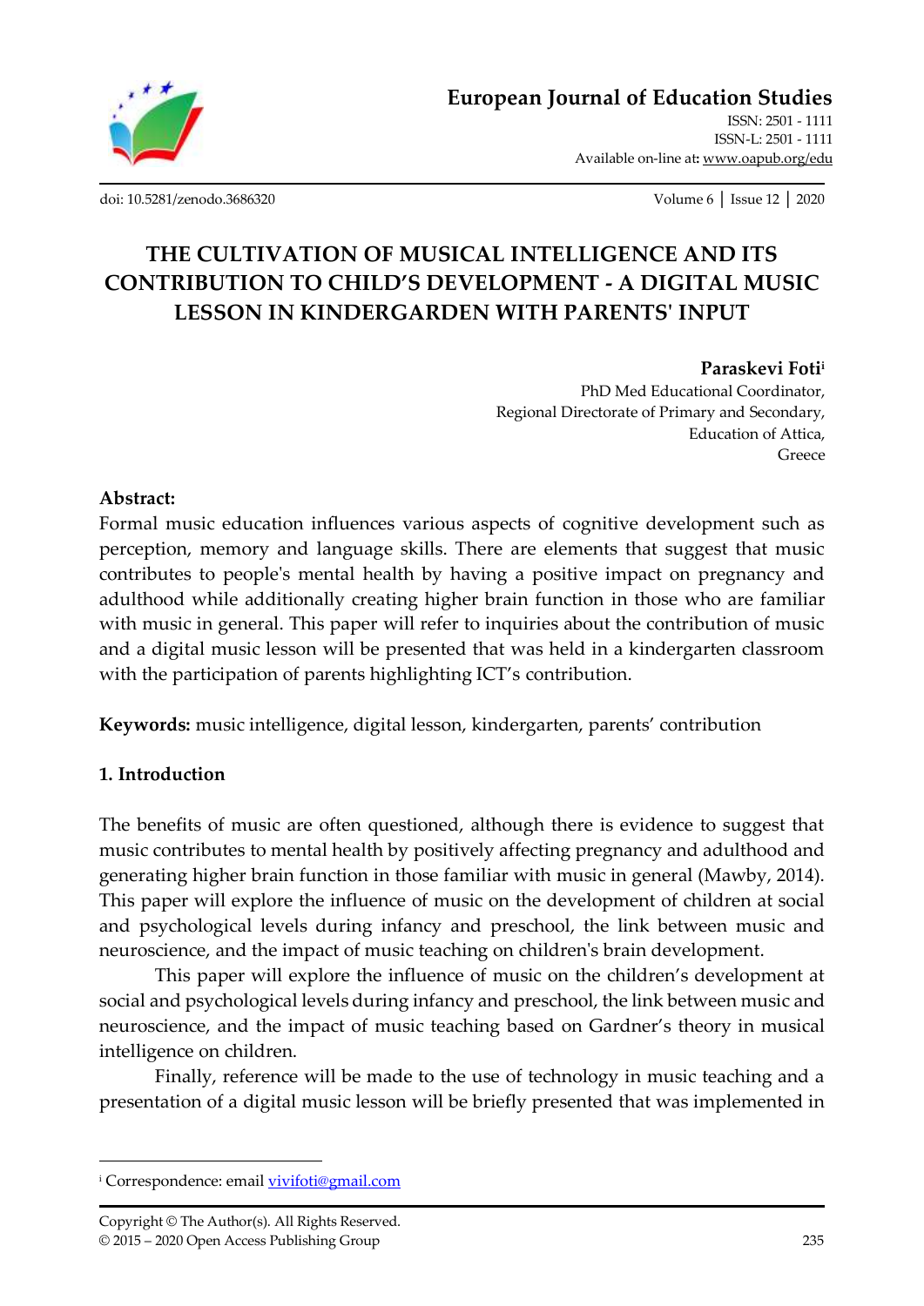# THE CULTIVATION OF MUSICAL INTELLIGENCE AND ITS CONTRIBUTION TO CHILD'S DEVELOPMENT - A DIGITAL MUSIC LESSON IN KINDERGARDEN WITH PARENTS' INPUT

**Paraskevi Foti**[i]
PhD Med Educational Coordinator,
Regional Directorate of Primary and Secondary,
Education of Attica,
Greece

**Abstract:**
Formal music education influences various aspects of cognitive development such as perception, memory and language skills. There are elements that suggest that music contributes to people's mental health by having a positive impact on pregnancy and adulthood while additionally creating higher brain function in those who are familiar with music in general. This paper will refer to inquiries about the contribution of music and a digital music lesson will be presented that was held in a kindergarten classroom with the participation of parents highlighting ICT's contribution.

**Keywords:** music intelligence, digital lesson, kindergarten, parents' contribution

## 1. Introduction

The benefits of music are often questioned, although there is evidence to suggest that music contributes to mental health by positively affecting pregnancy and adulthood and generating higher brain function in those familiar with music in general (Mawby, 2014). This paper will explore the influence of music on the development of children at social and psychological levels during infancy and preschool, the link between music and neuroscience, and the impact of music teaching on children's brain development.

This paper will explore the influence of music on the children's development at social and psychological levels during infancy and preschool, the link between music and neuroscience, and the impact of music teaching based on Gardner's theory in musical intelligence on children.

Finally, reference will be made to the use of technology in music teaching and a presentation of a digital music lesson will be briefly presented that was implemented in

---

[i] Correspondence: email vivifoti@gmail.com

Copyright © The Author(s). All Rights Reserved.
© 2015 – 2020 Open Access Publishing Group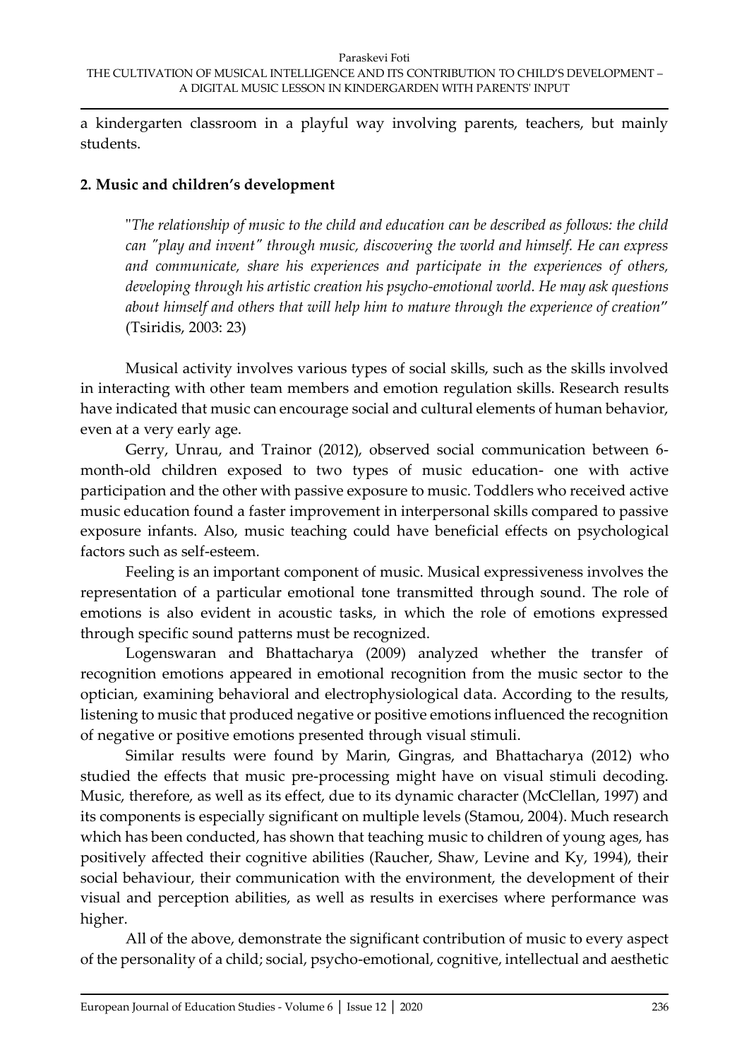a kindergarten classroom in a playful way involving parents, teachers, but mainly students.

## 2. Music and children's development

> "*The relationship of music to the child and education can be described as follows: the child can "play and invent" through music, discovering the world and himself. He can express and communicate, share his experiences and participate in the experiences of others, developing through his artistic creation his psycho-emotional world. He may ask questions about himself and others that will help him to mature through the experience of creation*" (Tsiridis, 2003: 23)

Musical activity involves various types of social skills, such as the skills involved in interacting with other team members and emotion regulation skills. Research results have indicated that music can encourage social and cultural elements of human behavior, even at a very early age.

Gerry, Unrau, and Trainor (2012), observed social communication between 6-month-old children exposed to two types of music education- one with active participation and the other with passive exposure to music. Toddlers who received active music education found a faster improvement in interpersonal skills compared to passive exposure infants. Also, music teaching could have beneficial effects on psychological factors such as self-esteem.

Feeling is an important component of music. Musical expressiveness involves the representation of a particular emotional tone transmitted through sound. The role of emotions is also evident in acoustic tasks, in which the role of emotions expressed through specific sound patterns must be recognized.

Logenswaran and Bhattacharya (2009) analyzed whether the transfer of recognition emotions appeared in emotional recognition from the music sector to the optician, examining behavioral and electrophysiological data. According to the results, listening to music that produced negative or positive emotions influenced the recognition of negative or positive emotions presented through visual stimuli.

Similar results were found by Marin, Gingras, and Bhattacharya (2012) who studied the effects that music pre-processing might have on visual stimuli decoding. Music, therefore, as well as its effect, due to its dynamic character (McClellan, 1997) and its components is especially significant on multiple levels (Stamou, 2004). Much research which has been conducted, has shown that teaching music to children of young ages, has positively affected their cognitive abilities (Raucher, Shaw, Levine and Ky, 1994), their social behaviour, their communication with the environment, the development of their visual and perception abilities, as well as results in exercises where performance was higher.

All of the above, demonstrate the significant contribution of music to every aspect of the personality of a child; social, psycho-emotional, cognitive, intellectual and aesthetic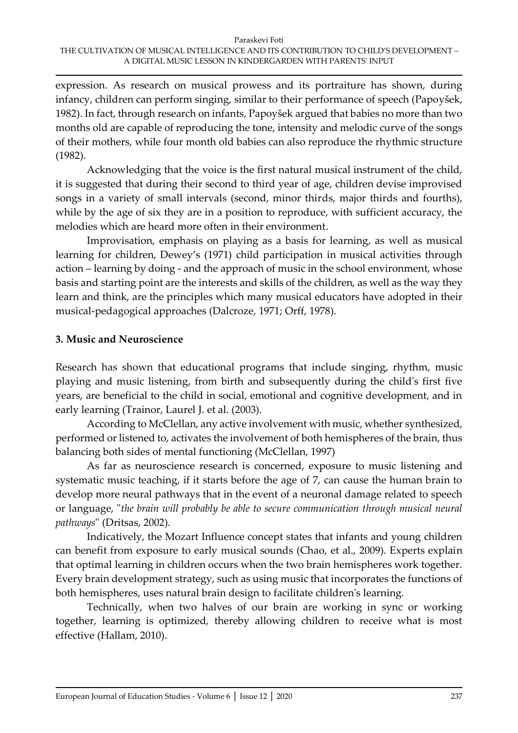expression. As research on musical prowess and its portraiture has shown, during infancy, children can perform singing, similar to their performance of speech (Papoyšek, 1982). In fact, through research on infants, Papoyšek argued that babies no more than two months old are capable of reproducing the tone, intensity and melodic curve of the songs of their mothers, while four month old babies can also reproduce the rhythmic structure (1982).

Acknowledging that the voice is the first natural musical instrument of the child, it is suggested that during their second to third year of age, children devise improvised songs in a variety of small intervals (second, minor thirds, major thirds and fourths), while by the age of six they are in a position to reproduce, with sufficient accuracy, the melodies which are heard more often in their environment.

Improvisation, emphasis on playing as a basis for learning, as well as musical learning for children, Dewey's (1971) child participation in musical activities through action – learning by doing - and the approach of music in the school environment, whose basis and starting point are the interests and skills of the children, as well as the way they learn and think, are the principles which many musical educators have adopted in their musical-pedagogical approaches (Dalcroze, 1971; Orff, 1978).

## 3. Music and Neuroscience

Research has shown that educational programs that include singing, rhythm, music playing and music listening, from birth and subsequently during the child's first five years, are beneficial to the child in social, emotional and cognitive development, and in early learning (Trainor, Laurel J. et al. (2003).

According to McClellan, any active involvement with music, whether synthesized, performed or listened to, activates the involvement of both hemispheres of the brain, thus balancing both sides of mental functioning (McClellan, 1997)

As far as neuroscience research is concerned, exposure to music listening and systematic music teaching, if it starts before the age of 7, can cause the human brain to develop more neural pathways that in the event of a neuronal damage related to speech or language, "*the brain will probably be able to secure communication through musical neural pathways*" (Dritsas, 2002).

Indicatively, the Mozart Influence concept states that infants and young children can benefit from exposure to early musical sounds (Chao, et al., 2009). Experts explain that optimal learning in children occurs when the two brain hemispheres work together. Every brain development strategy, such as using music that incorporates the functions of both hemispheres, uses natural brain design to facilitate children's learning.

Technically, when two halves of our brain are working in sync or working together, learning is optimized, thereby allowing children to receive what is most effective (Hallam, 2010).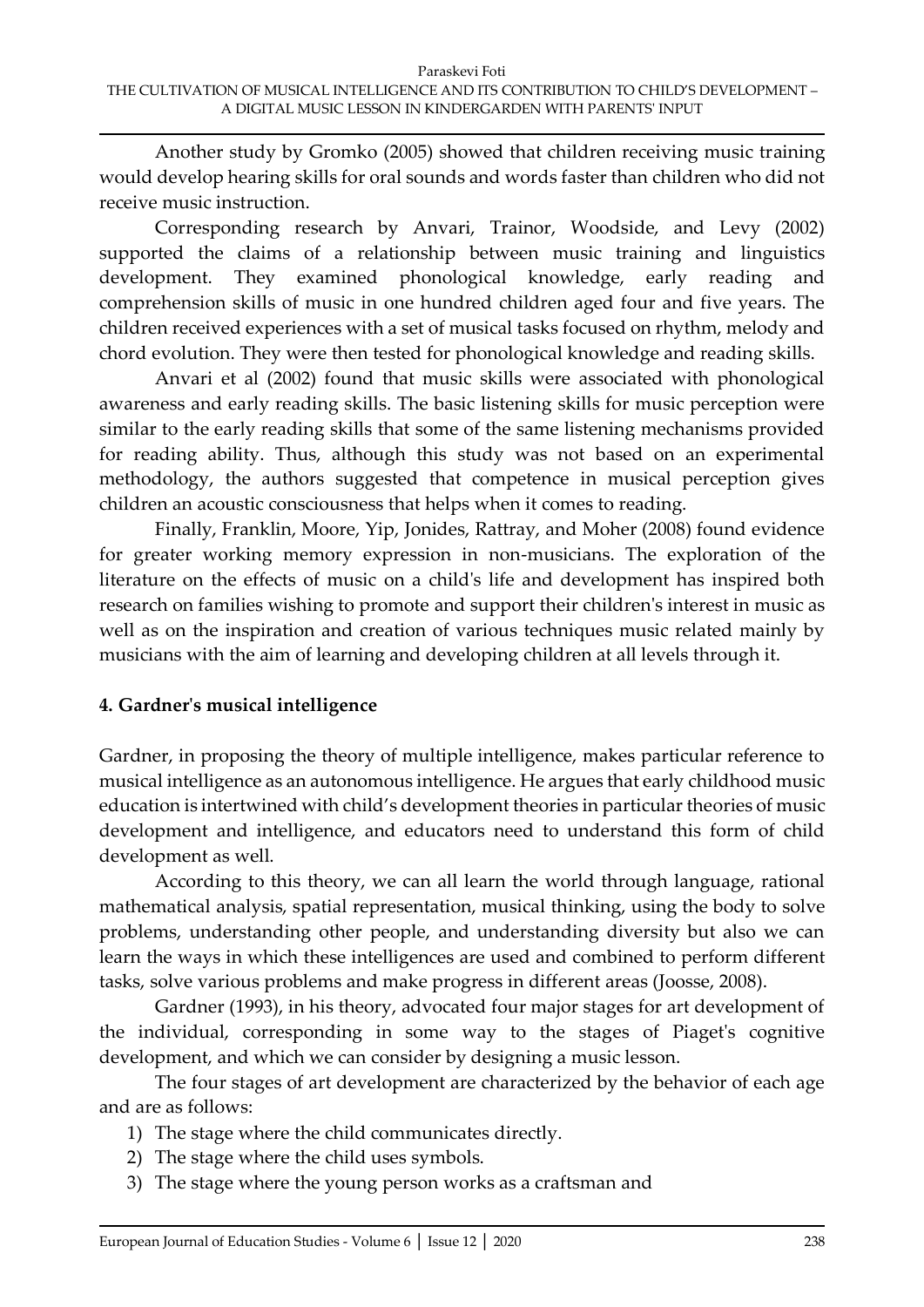Another study by Gromko (2005) showed that children receiving music training would develop hearing skills for oral sounds and words faster than children who did not receive music instruction.

Corresponding research by Anvari, Trainor, Woodside, and Levy (2002) supported the claims of a relationship between music training and linguistics development. They examined phonological knowledge, early reading and comprehension skills of music in one hundred children aged four and five years. The children received experiences with a set of musical tasks focused on rhythm, melody and chord evolution. They were then tested for phonological knowledge and reading skills.

Anvari et al (2002) found that music skills were associated with phonological awareness and early reading skills. The basic listening skills for music perception were similar to the early reading skills that some of the same listening mechanisms provided for reading ability. Thus, although this study was not based on an experimental methodology, the authors suggested that competence in musical perception gives children an acoustic consciousness that helps when it comes to reading.

Finally, Franklin, Moore, Yip, Jonides, Rattray, and Moher (2008) found evidence for greater working memory expression in non-musicians. The exploration of the literature on the effects of music on a child's life and development has inspired both research on families wishing to promote and support their children's interest in music as well as on the inspiration and creation of various techniques music related mainly by musicians with the aim of learning and developing children at all levels through it.

## 4. Gardner's musical intelligence

Gardner, in proposing the theory of multiple intelligence, makes particular reference to musical intelligence as an autonomous intelligence. He argues that early childhood music education is intertwined with child's development theories in particular theories of music development and intelligence, and educators need to understand this form of child development as well.

According to this theory, we can all learn the world through language, rational mathematical analysis, spatial representation, musical thinking, using the body to solve problems, understanding other people, and understanding diversity but also we can learn the ways in which these intelligences are used and combined to perform different tasks, solve various problems and make progress in different areas (Joosse, 2008).

Gardner (1993), in his theory, advocated four major stages for art development of the individual, corresponding in some way to the stages of Piaget's cognitive development, and which we can consider by designing a music lesson.

The four stages of art development are characterized by the behavior of each age and are as follows:

1) The stage where the child communicates directly.
2) The stage where the child uses symbols.
3) The stage where the young person works as a craftsman and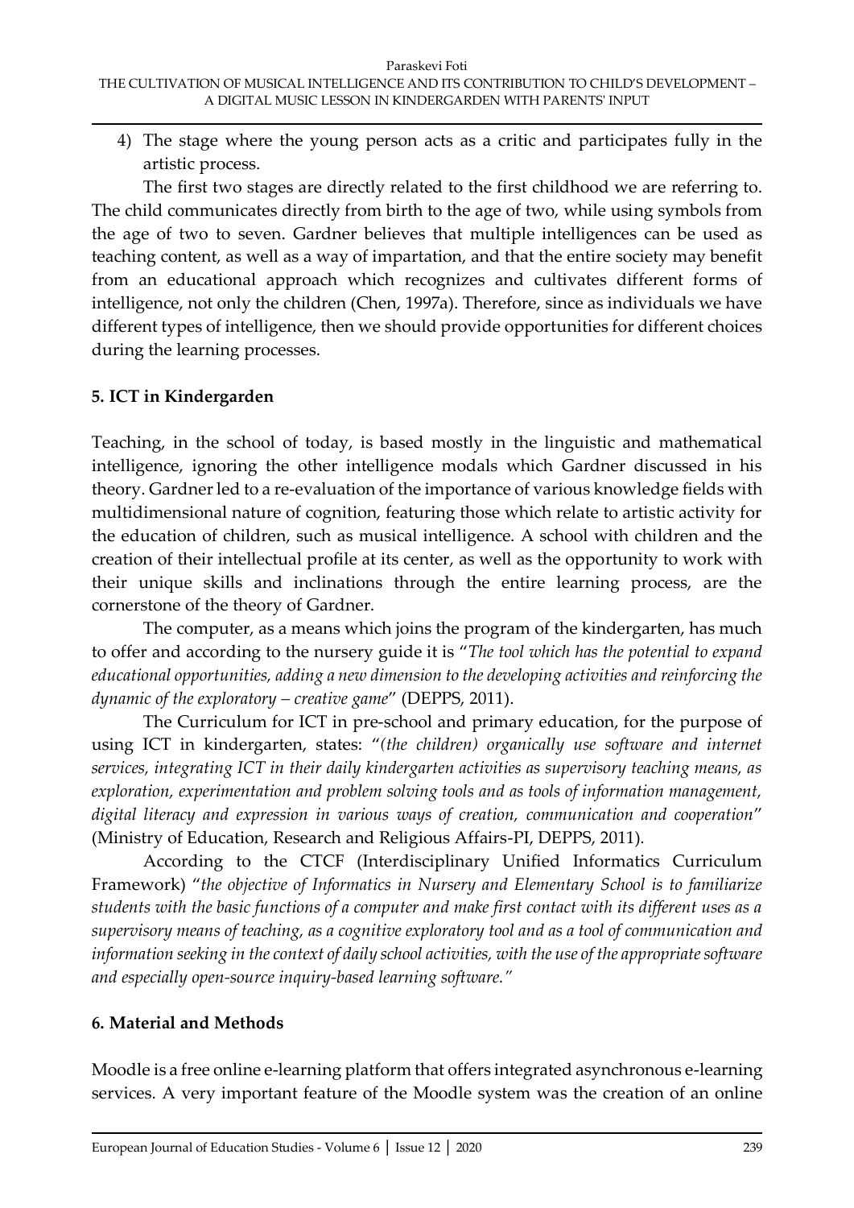4) The stage where the young person acts as a critic and participates fully in the artistic process.

The first two stages are directly related to the first childhood we are referring to. The child communicates directly from birth to the age of two, while using symbols from the age of two to seven. Gardner believes that multiple intelligences can be used as teaching content, as well as a way of impartation, and that the entire society may benefit from an educational approach which recognizes and cultivates different forms of intelligence, not only the children (Chen, 1997a). Therefore, since as individuals we have different types of intelligence, then we should provide opportunities for different choices during the learning processes.

## 5. ICT in Kindergarden

Teaching, in the school of today, is based mostly in the linguistic and mathematical intelligence, ignoring the other intelligence modals which Gardner discussed in his theory. Gardner led to a re-evaluation of the importance of various knowledge fields with multidimensional nature of cognition, featuring those which relate to artistic activity for the education of children, such as musical intelligence. A school with children and the creation of their intellectual profile at its center, as well as the opportunity to work with their unique skills and inclinations through the entire learning process, are the cornerstone of the theory of Gardner.

The computer, as a means which joins the program of the kindergarten, has much to offer and according to the nursery guide it is "*The tool which has the potential to expand educational opportunities, adding a new dimension to the developing activities and reinforcing the dynamic of the exploratory – creative game*" (DEPPS, 2011).

The Curriculum for ICT in pre-school and primary education, for the purpose of using ICT in kindergarten, states: "*(the children) organically use software and internet services, integrating ICT in their daily kindergarten activities as supervisory teaching means, as exploration, experimentation and problem solving tools and as tools of information management, digital literacy and expression in various ways of creation, communication and cooperation*" (Ministry of Education, Research and Religious Affairs-PI, DEPPS, 2011).

According to the CTCF (Interdisciplinary Unified Informatics Curriculum Framework) "*the objective of Informatics in Nursery and Elementary School is to familiarize students with the basic functions of a computer and make first contact with its different uses as a supervisory means of teaching, as a cognitive exploratory tool and as a tool of communication and information seeking in the context of daily school activities, with the use of the appropriate software and especially open-source inquiry-based learning software.*"

## 6. Material and Methods

Moodle is a free online e-learning platform that offers integrated asynchronous e-learning services. A very important feature of the Moodle system was the creation of an online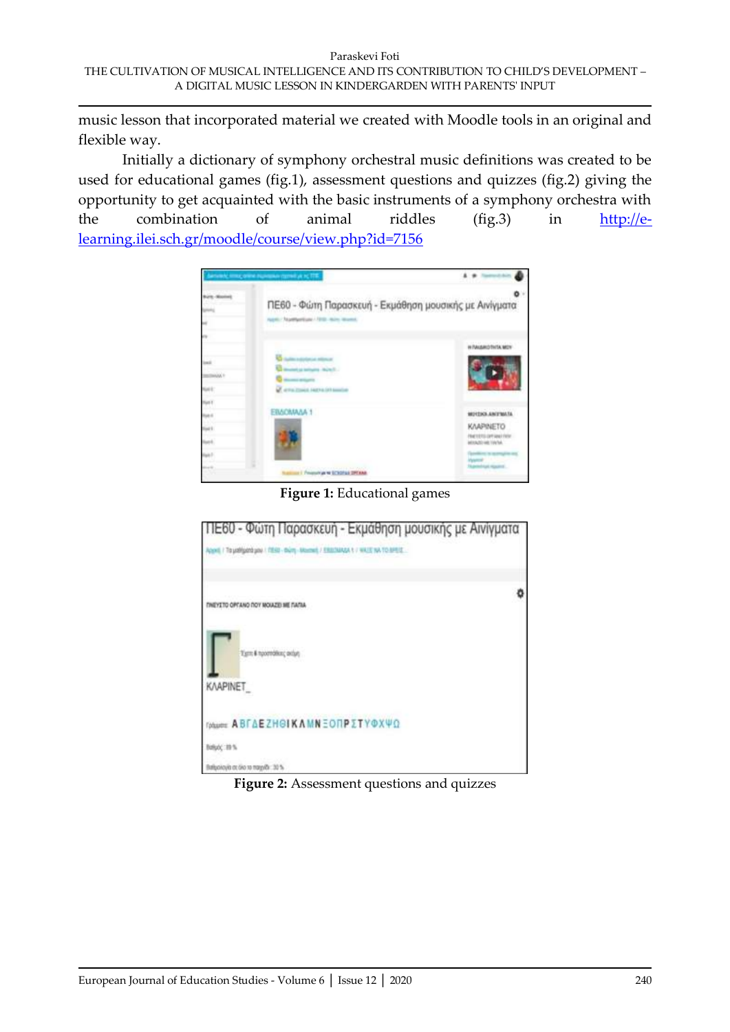music lesson that incorporated material we created with Moodle tools in an original and flexible way.

Initially a dictionary of symphony orchestral music definitions was created to be used for educational games (fig.1), assessment questions and quizzes (fig.2) giving the opportunity to get acquainted with the basic instruments of a symphony orchestra with the combination of animal riddles (fig.3) in http://e-learning.ilei.sch.gr/moodle/course/view.php?id=7156

**Figure 1:** Educational games

**Figure 2:** Assessment questions and quizzes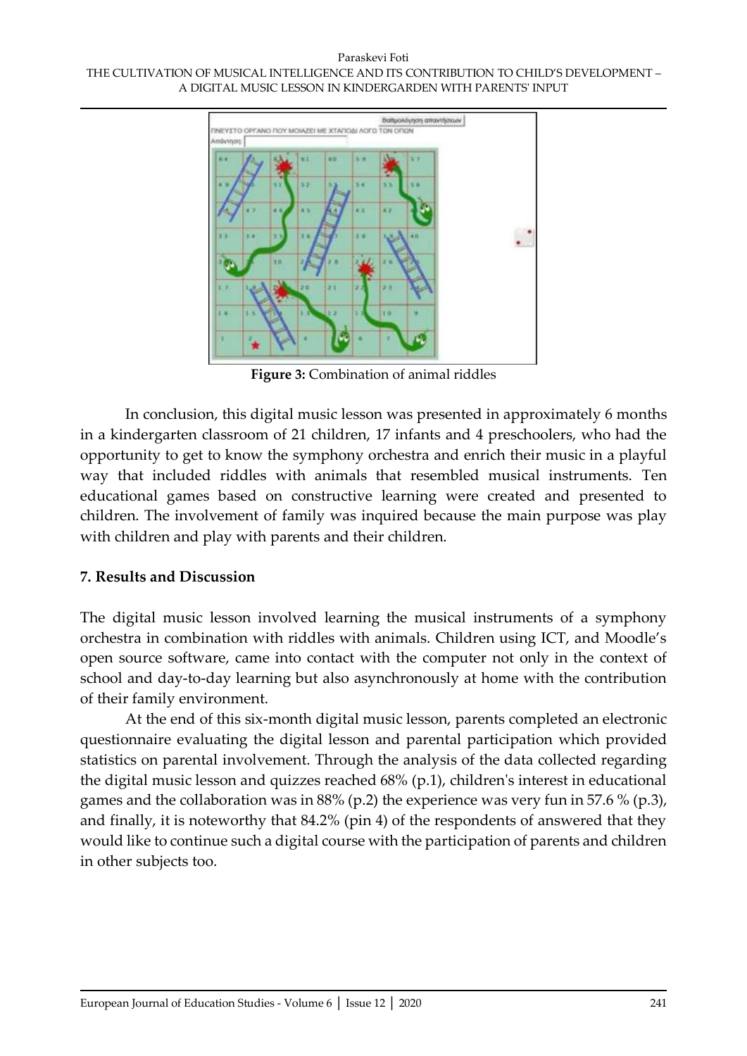**Figure 3:** Combination of animal riddles

In conclusion, this digital music lesson was presented in approximately 6 months in a kindergarten classroom of 21 children, 17 infants and 4 preschoolers, who had the opportunity to get to know the symphony orchestra and enrich their music in a playful way that included riddles with animals that resembled musical instruments. Ten educational games based on constructive learning were created and presented to children. The involvement of family was inquired because the main purpose was play with children and play with parents and their children.

## 7. Results and Discussion

The digital music lesson involved learning the musical instruments of a symphony orchestra in combination with riddles with animals. Children using ICT, and Moodle's open source software, came into contact with the computer not only in the context of school and day-to-day learning but also asynchronously at home with the contribution of their family environment.

At the end of this six-month digital music lesson, parents completed an electronic questionnaire evaluating the digital lesson and parental participation which provided statistics on parental involvement. Through the analysis of the data collected regarding the digital music lesson and quizzes reached 68% (p.1), children's interest in educational games and the collaboration was in 88% (p.2) the experience was very fun in 57.6 % (p.3), and finally, it is noteworthy that 84.2% (pin 4) of the respondents of answered that they would like to continue such a digital course with the participation of parents and children in other subjects too.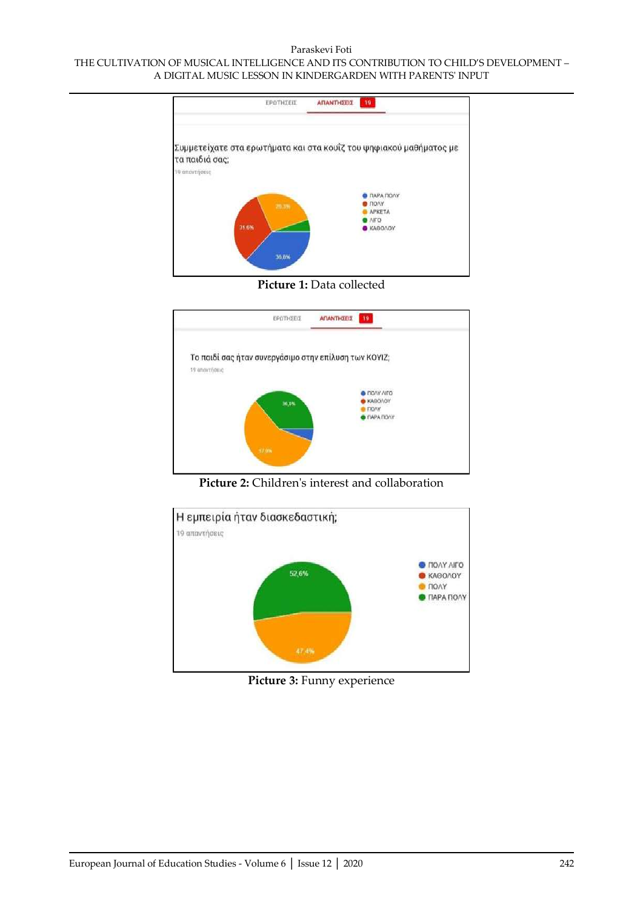Συμμετείχατε στα ερωτήματα και στα κουΐζ του ψηφιακού μαθήματος με τα παιδιά σας;

19 απαντήσεις

- ΠΑΡΑ ΠΟΛΥ: 36.8%
- ΠΟΛΥ: 31.6%
- ΑΡΚΕΤΑ: 26.3%
- ΛΙΓΟ
- ΚΑΘΟΛΟΥ

**Picture 1:** Data collected

Το παιδί σας ήταν συνεργάσιμο στην επίλυση των ΚΟΥΙΖ;

19 απαντήσεις

- ΠΟΛΥ ΛΙΓΟ
- ΚΑΘΟΛΟΥ
- ΠΟΛΥ: 57.9%
- ΠΑΡΑ ΠΟΛΥ: 36.8%

**Picture 2:** Children's interest and collaboration

Η εμπειρία ήταν διασκεδαστική;

19 απαντήσεις

- ΠΟΛΥ ΛΙΓΟ
- ΚΑΘΟΛΟΥ
- ΠΟΛΥ: 47.4%
- ΠΑΡΑ ΠΟΛΥ: 52.6%

**Picture 3:** Funny experience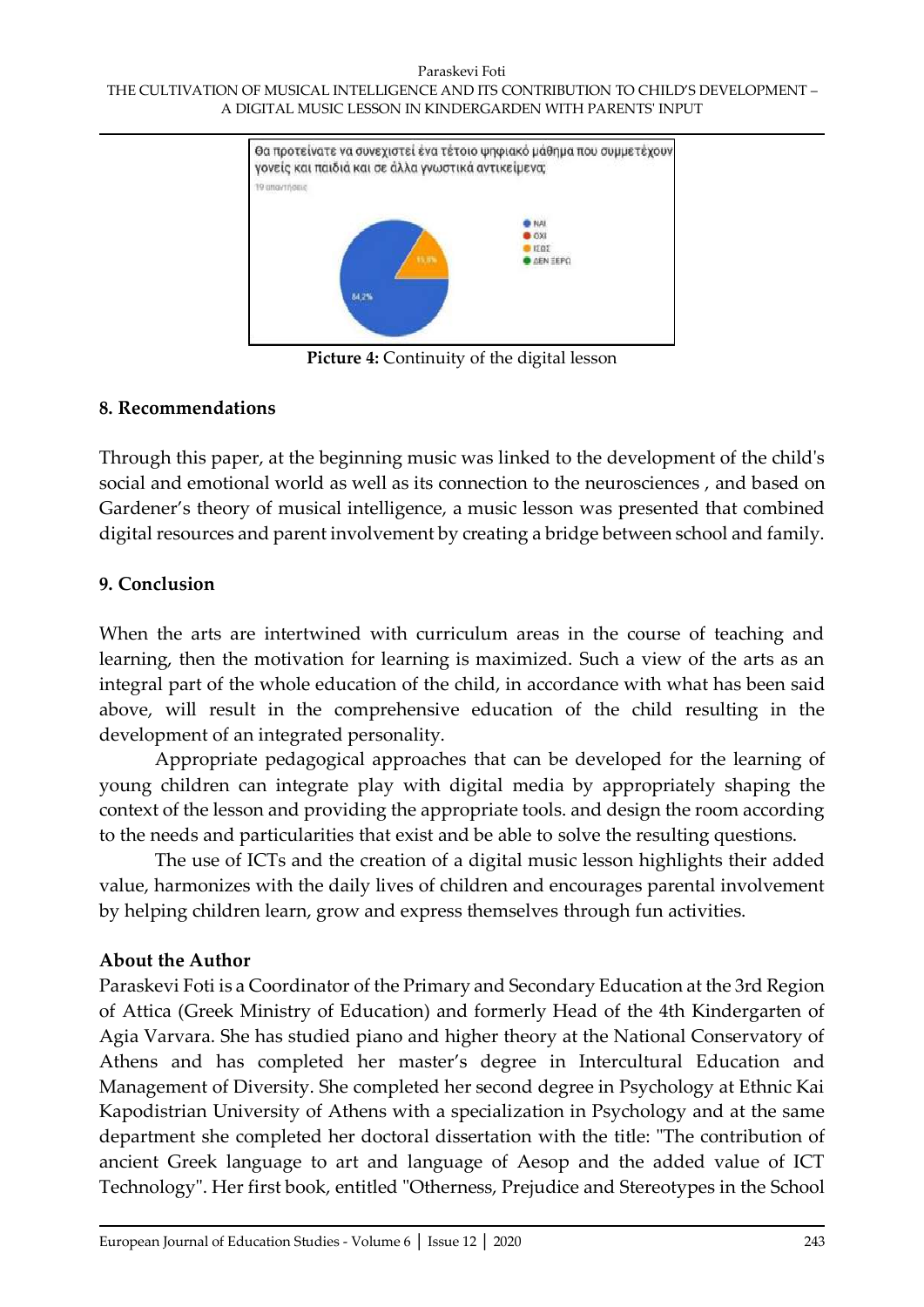Θα προτείνατε να συνεχιστεί ένα τέτοιο ψηφιακό μάθημα που συμμετέχουν γονείς και παιδιά και σε άλλα γνωστικά αντικείμενα;

19 απαντήσεις

- ΝΑΙ
- ΟΧΙ
- ΙΣΩΣ
- ΔΕΝ ΞΕΡΩ

84,2%

15,8%

**Picture 4:** Continuity of the digital lesson

## 8. Recommendations

Through this paper, at the beginning music was linked to the development of the child's social and emotional world as well as its connection to the neurosciences , and based on Gardener's theory of musical intelligence, a music lesson was presented that combined digital resources and parent involvement by creating a bridge between school and family.

## 9. Conclusion

When the arts are intertwined with curriculum areas in the course of teaching and learning, then the motivation for learning is maximized. Such a view of the arts as an integral part of the whole education of the child, in accordance with what has been said above, will result in the comprehensive education of the child resulting in the development of an integrated personality.

Appropriate pedagogical approaches that can be developed for the learning of young children can integrate play with digital media by appropriately shaping the context of the lesson and providing the appropriate tools. and design the room according to the needs and particularities that exist and be able to solve the resulting questions.

The use of ICTs and the creation of a digital music lesson highlights their added value, harmonizes with the daily lives of children and encourages parental involvement by helping children learn, grow and express themselves through fun activities.

### About the Author

Paraskevi Foti is a Coordinator of the Primary and Secondary Education at the 3rd Region of Attica (Greek Ministry of Education) and formerly Head of the 4th Kindergarten of Agia Varvara. She has studied piano and higher theory at the National Conservatory of Athens and has completed her master's degree in Intercultural Education and Management of Diversity. She completed her second degree in Psychology at Ethnic Kai Kapodistrian University of Athens with a specialization in Psychology and at the same department she completed her doctoral dissertation with the title: "The contribution of ancient Greek language to art and language of Aesop and the added value of ICT Technology". Her first book, entitled "Otherness, Prejudice and Stereotypes in the School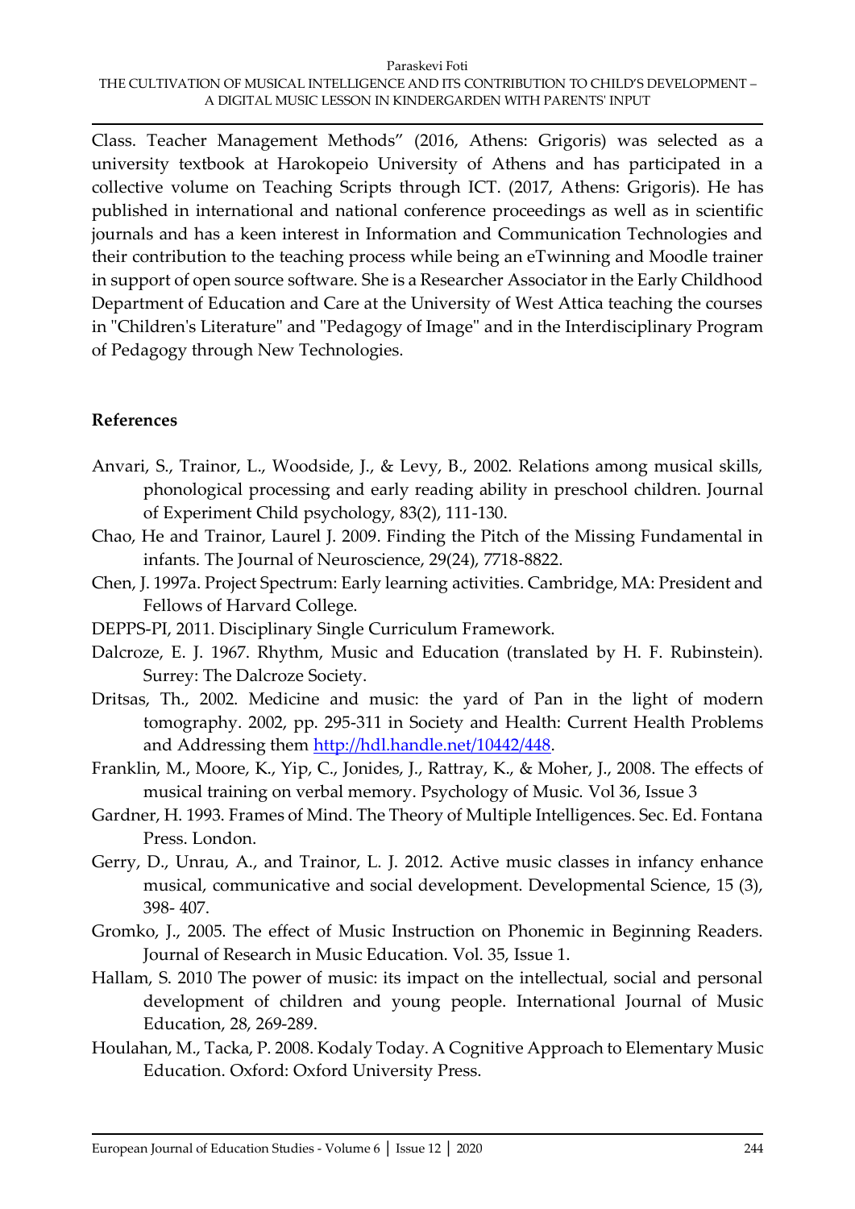Class. Teacher Management Methods" (2016, Athens: Grigoris) was selected as a university textbook at Harokopeio University of Athens and has participated in a collective volume on Teaching Scripts through ICT. (2017, Athens: Grigoris). He has published in international and national conference proceedings as well as in scientific journals and has a keen interest in Information and Communication Technologies and their contribution to the teaching process while being an eTwinning and Moodle trainer in support of open source software. She is a Researcher Associator in the Early Childhood Department of Education and Care at the University of West Attica teaching the courses in "Children's Literature" and "Pedagogy of Image" and in the Interdisciplinary Program of Pedagogy through New Technologies.

## References

Anvari, S., Trainor, L., Woodside, J., & Levy, B., 2002. Relations among musical skills, phonological processing and early reading ability in preschool children. Journal of Experiment Child psychology, 83(2), 111-130.

Chao, He and Trainor, Laurel J. 2009. Finding the Pitch of the Missing Fundamental in infants. The Journal of Neuroscience, 29(24), 7718-8822.

Chen, J. 1997a. Project Spectrum: Early learning activities. Cambridge, MA: President and Fellows of Harvard College.

DEPPS-PI, 2011. Disciplinary Single Curriculum Framework.

Dalcroze, E. J. 1967. Rhythm, Music and Education (translated by H. F. Rubinstein). Surrey: The Dalcroze Society.

Dritsas, Th., 2002. Medicine and music: the yard of Pan in the light of modern tomography. 2002, pp. 295-311 in Society and Health: Current Health Problems and Addressing them http://hdl.handle.net/10442/448.

Franklin, M., Moore, K., Yip, C., Jonides, J., Rattray, K., & Moher, J., 2008. The effects of musical training on verbal memory. Psychology of Music. Vol 36, Issue 3

Gardner, H. 1993. Frames of Mind. The Theory of Multiple Intelligences. Sec. Ed. Fontana Press. London.

Gerry, D., Unrau, A., and Trainor, L. J. 2012. Active music classes in infancy enhance musical, communicative and social development. Developmental Science, 15 (3), 398- 407.

Gromko, J., 2005. The effect of Music Instruction on Phonemic in Beginning Readers. Journal of Research in Music Education. Vol. 35, Issue 1.

Hallam, S. 2010 The power of music: its impact on the intellectual, social and personal development of children and young people. International Journal of Music Education, 28, 269-289.

Houlahan, M., Tacka, P. 2008. Kodaly Today. A Cognitive Approach to Elementary Music Education. Oxford: Oxford University Press.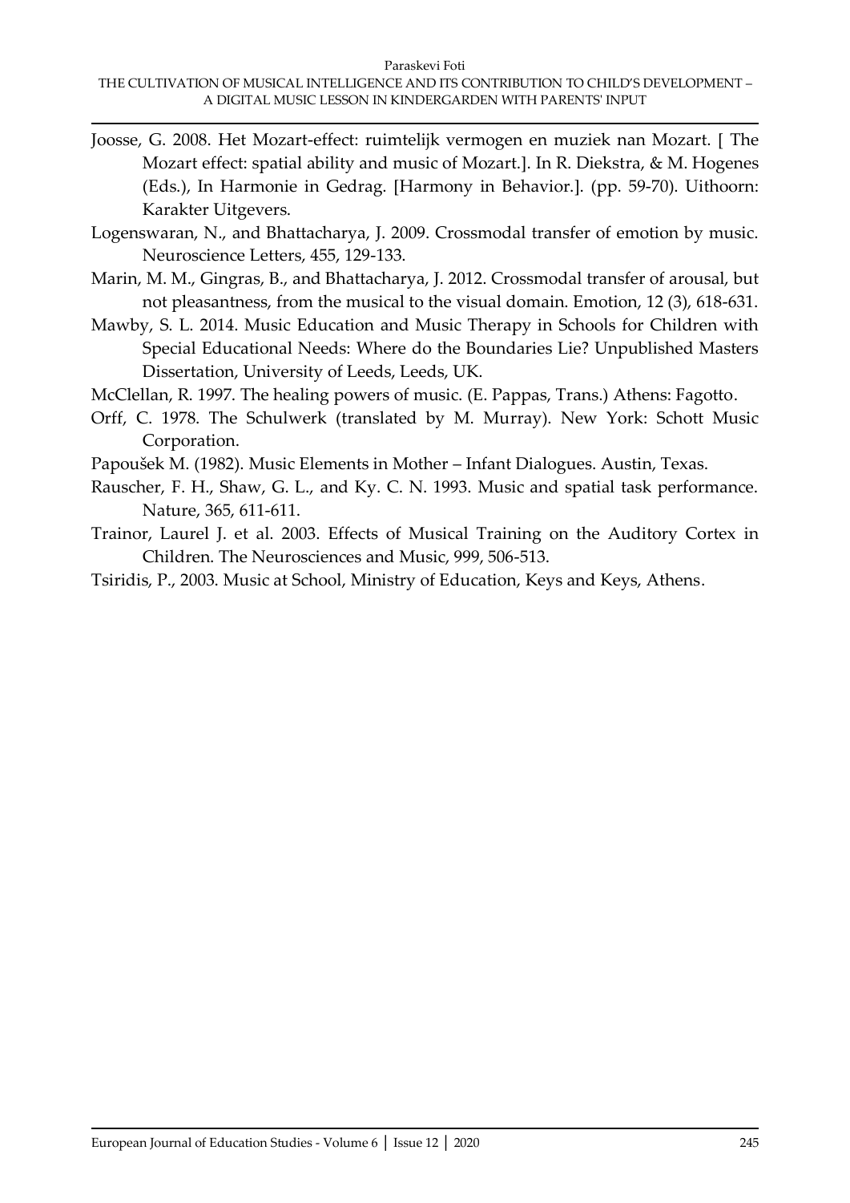Joosse, G. 2008. Het Mozart-effect: ruimtelijk vermogen en muziek nan Mozart. [ The Mozart effect: spatial ability and music of Mozart.]. In R. Diekstra, & M. Hogenes (Eds.), In Harmonie in Gedrag. [Harmony in Behavior.]. (pp. 59-70). Uithoorn: Karakter Uitgevers.

Logenswaran, N., and Bhattacharya, J. 2009. Crossmodal transfer of emotion by music. Neuroscience Letters, 455, 129-133.

Marin, M. M., Gingras, B., and Bhattacharya, J. 2012. Crossmodal transfer of arousal, but not pleasantness, from the musical to the visual domain. Emotion, 12 (3), 618-631.

Mawby, S. L. 2014. Music Education and Music Therapy in Schools for Children with Special Educational Needs: Where do the Boundaries Lie? Unpublished Masters Dissertation, University of Leeds, Leeds, UK.

McClellan, R. 1997. The healing powers of music. (E. Pappas, Trans.) Athens: Fagotto.

Orff, C. 1978. The Schulwerk (translated by M. Murray). New York: Schott Music Corporation.

Papoušek M. (1982). Music Elements in Mother – Infant Dialogues. Austin, Texas.

Rauscher, F. H., Shaw, G. L., and Ky. C. N. 1993. Music and spatial task performance. Nature, 365, 611-611.

Trainor, Laurel J. et al. 2003. Effects of Musical Training on the Auditory Cortex in Children. The Neurosciences and Music, 999, 506-513.

Tsiridis, P., 2003. Music at School, Ministry of Education, Keys and Keys, Athens.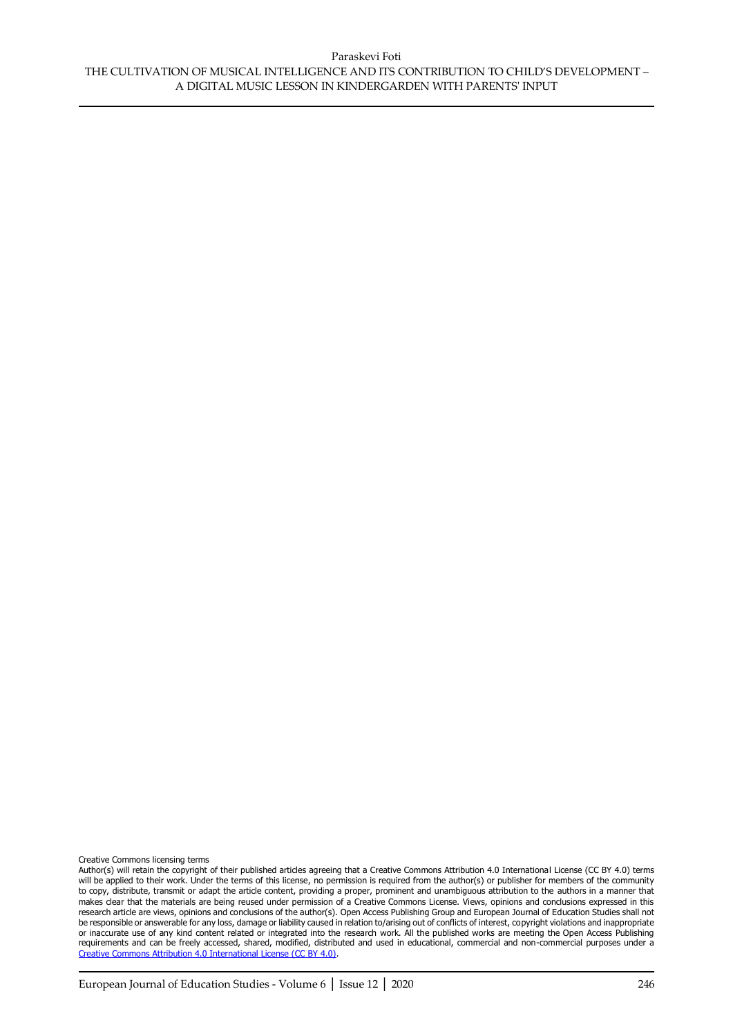Creative Commons licensing terms

Author(s) will retain the copyright of their published articles agreeing that a Creative Commons Attribution 4.0 International License (CC BY 4.0) terms will be applied to their work. Under the terms of this license, no permission is required from the author(s) or publisher for members of the community to copy, distribute, transmit or adapt the article content, providing a proper, prominent and unambiguous attribution to the authors in a manner that makes clear that the materials are being reused under permission of a Creative Commons License. Views, opinions and conclusions expressed in this research article are views, opinions and conclusions of the author(s). Open Access Publishing Group and European Journal of Education Studies shall not be responsible or answerable for any loss, damage or liability caused in relation to/arising out of conflicts of interest, copyright violations and inappropriate or inaccurate use of any kind content related or integrated into the research work. All the published works are meeting the Open Access Publishing requirements and can be freely accessed, shared, modified, distributed and used in educational, commercial and non-commercial purposes under a Creative Commons Attribution 4.0 International License (CC BY 4.0).